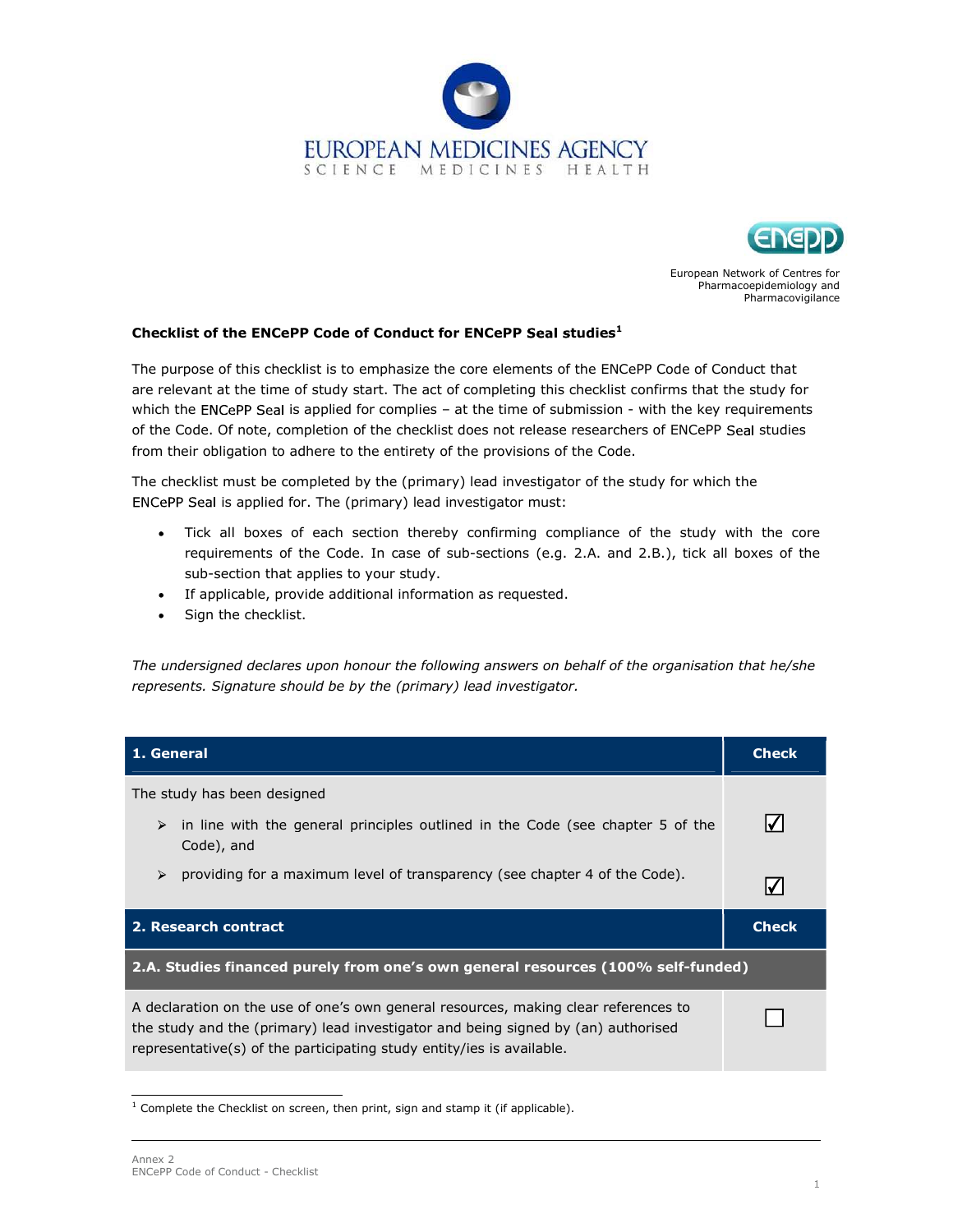EUROPEAN MEDICINES AGENCY
SCIENCE MEDICINES HEALTH

European Network of Centres for Pharmacoepidemiology and Pharmacovigilance

**Checklist of the ENCePP Code of Conduct for ENCePP Seal studies**[1]

The purpose of this checklist is to emphasize the core elements of the ENCePP Code of Conduct that are relevant at the time of study start. The act of completing this checklist confirms that the study for which the ENCePP Seal is applied for complies – at the time of submission - with the key requirements of the Code. Of note, completion of the checklist does not release researchers of ENCePP Seal studies from their obligation to adhere to the entirety of the provisions of the Code.

The checklist must be completed by the (primary) lead investigator of the study for which the ENCePP Seal is applied for. The (primary) lead investigator must:

- Tick all boxes of each section thereby confirming compliance of the study with the core requirements of the Code. In case of sub-sections (e.g. 2.A. and 2.B.), tick all boxes of the sub-section that applies to your study.
- If applicable, provide additional information as requested.
- Sign the checklist.

*The undersigned declares upon honour the following answers on behalf of the organisation that he/she represents. Signature should be by the (primary) lead investigator.*

| **1. General** | **Check** |
|---|---|
| The study has been designed | |
| ➢ in line with the general principles outlined in the Code (see chapter 5 of the Code), and | ☑ |
| ➢ providing for a maximum level of transparency (see chapter 4 of the Code). | ☑ |
| **2. Research contract** | **Check** |
| **2.A. Studies financed purely from one's own general resources (100% self-funded)** | |
| A declaration on the use of one's own general resources, making clear references to the study and the (primary) lead investigator and being signed by (an) authorised representative(s) of the participating study entity/ies is available. | ☐ |

[1] Complete the Checklist on screen, then print, sign and stamp it (if applicable).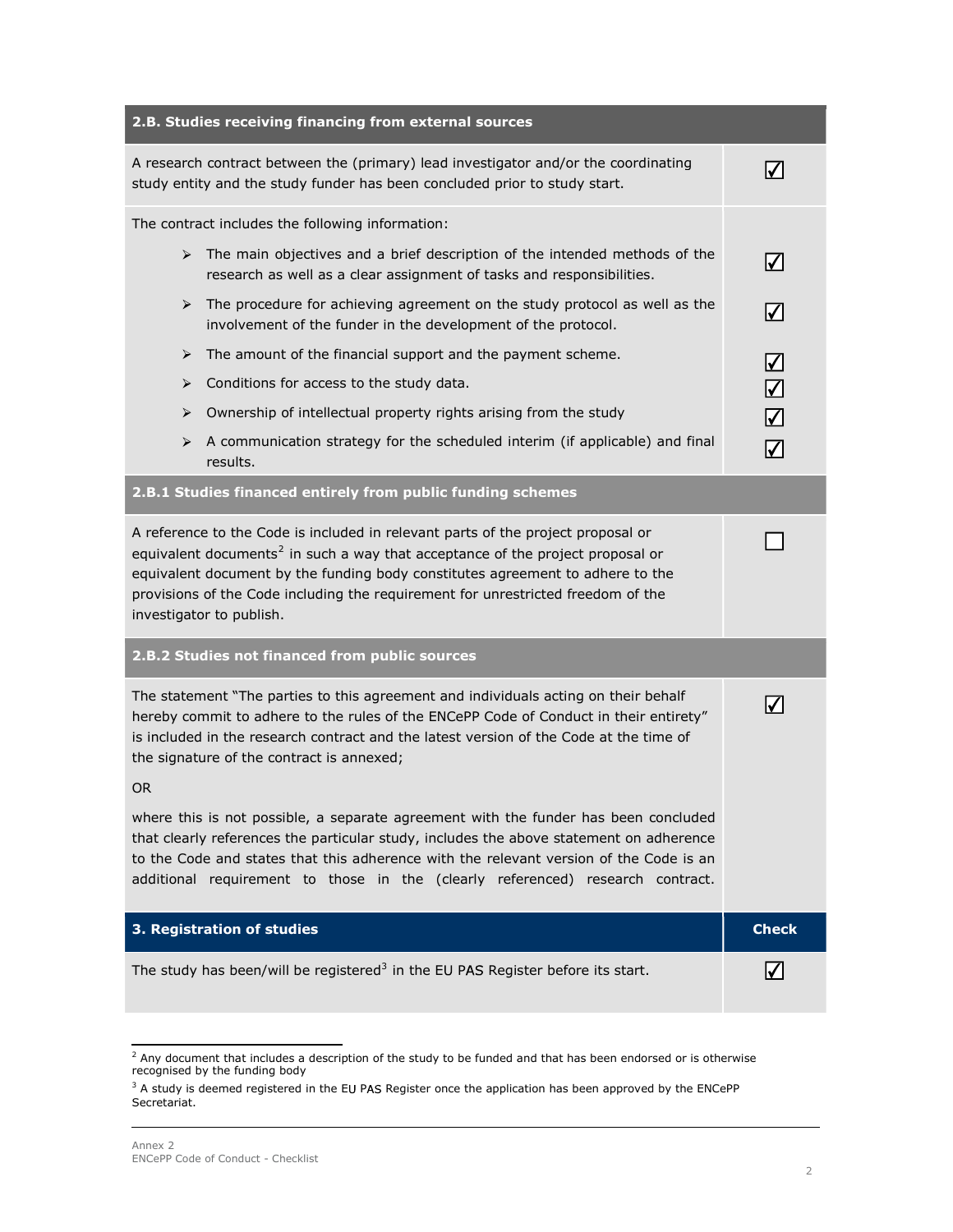| 2.B. Studies receiving financing from external sources | |
| --- | --- |
| A research contract between the (primary) lead investigator and/or the coordinating study entity and the study funder has been concluded prior to study start. | ☑ |
| The contract includes the following information: | |
| ➢ The main objectives and a brief description of the intended methods of the research as well as a clear assignment of tasks and responsibilities. | ☑ |
| ➢ The procedure for achieving agreement on the study protocol as well as the involvement of the funder in the development of the protocol. | ☑ |
| ➢ The amount of the financial support and the payment scheme. | ☑ |
| ➢ Conditions for access to the study data. | ☑ |
| ➢ Ownership of intellectual property rights arising from the study | ☑ |
| ➢ A communication strategy for the scheduled interim (if applicable) and final results. | ☑ |
| **2.B.1 Studies financed entirely from public funding schemes** | |
| A reference to the Code is included in relevant parts of the project proposal or equivalent documents[2] in such a way that acceptance of the project proposal or equivalent document by the funding body constitutes agreement to adhere to the provisions of the Code including the requirement for unrestricted freedom of the investigator to publish. | ☐ |
| **2.B.2 Studies not financed from public sources** | |
| The statement "The parties to this agreement and individuals acting on their behalf hereby commit to adhere to the rules of the ENCePP Code of Conduct in their entirety" is included in the research contract and the latest version of the Code at the time of the signature of the contract is annexed;<br><br>OR<br><br>where this is not possible, a separate agreement with the funder has been concluded that clearly references the particular study, includes the above statement on adherence to the Code and states that this adherence with the relevant version of the Code is an additional requirement to those in the (clearly referenced) research contract. | ☑ |

| 3. Registration of studies | Check |
| --- | --- |
| The study has been/will be registered[3] in the EU PAS Register before its start. | ☑ |

[2] Any document that includes a description of the study to be funded and that has been endorsed or is otherwise recognised by the funding body

[3] A study is deemed registered in the EU PAS Register once the application has been approved by the ENCePP Secretariat.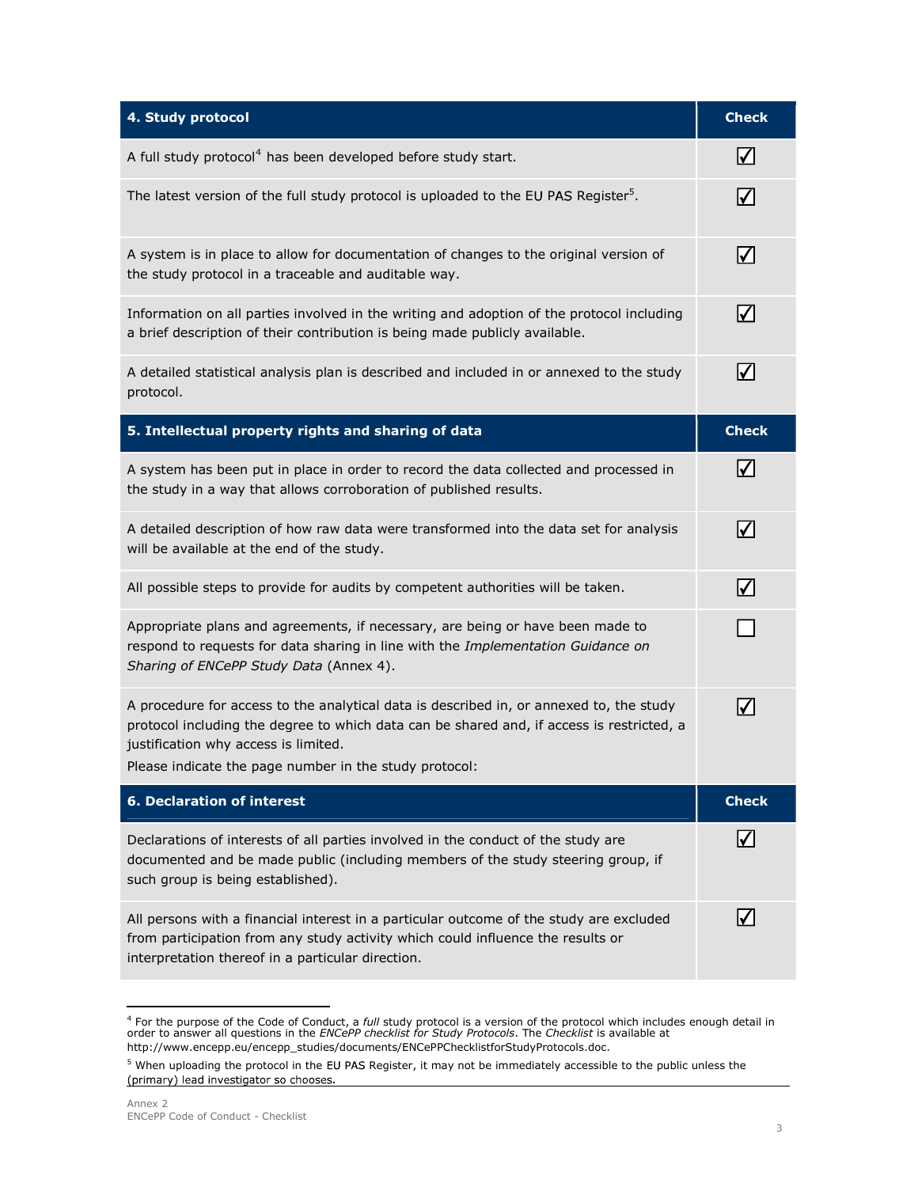| 4. Study protocol | Check |
|---|---|
| A full study protocol[4] has been developed before study start. | ☑ |
| The latest version of the full study protocol is uploaded to the EU PAS Register[5]. | ☑ |
| A system is in place to allow for documentation of changes to the original version of the study protocol in a traceable and auditable way. | ☑ |
| Information on all parties involved in the writing and adoption of the protocol including a brief description of their contribution is being made publicly available. | ☑ |
| A detailed statistical analysis plan is described and included in or annexed to the study protocol. | ☑ |

| 5. Intellectual property rights and sharing of data | Check |
|---|---|
| A system has been put in place in order to record the data collected and processed in the study in a way that allows corroboration of published results. | ☑ |
| A detailed description of how raw data were transformed into the data set for analysis will be available at the end of the study. | ☑ |
| All possible steps to provide for audits by competent authorities will be taken. | ☑ |
| Appropriate plans and agreements, if necessary, are being or have been made to respond to requests for data sharing in line with the *Implementation Guidance on Sharing of ENCePP Study Data* (Annex 4). | ☐ |
| A procedure for access to the analytical data is described in, or annexed to, the study protocol including the degree to which data can be shared and, if access is restricted, a justification why access is limited.<br>Please indicate the page number in the study protocol: | ☑ |

| 6. Declaration of interest | Check |
|---|---|
| Declarations of interests of all parties involved in the conduct of the study are documented and be made public (including members of the study steering group, if such group is being established). | ☑ |
| All persons with a financial interest in a particular outcome of the study are excluded from participation from any study activity which could influence the results or interpretation thereof in a particular direction. | ☑ |

[4] For the purpose of the Code of Conduct, a *full* study protocol is a version of the protocol which includes enough detail in order to answer all questions in the *ENCePP checklist for Study Protocols*. The *Checklist* is available at http://www.encepp.eu/encepp_studies/documents/ENCePPChecklistforStudyProtocols.doc.

[5] When uploading the protocol in the EU PAS Register, it may not be immediately accessible to the public unless the (primary) lead investigator so chooses.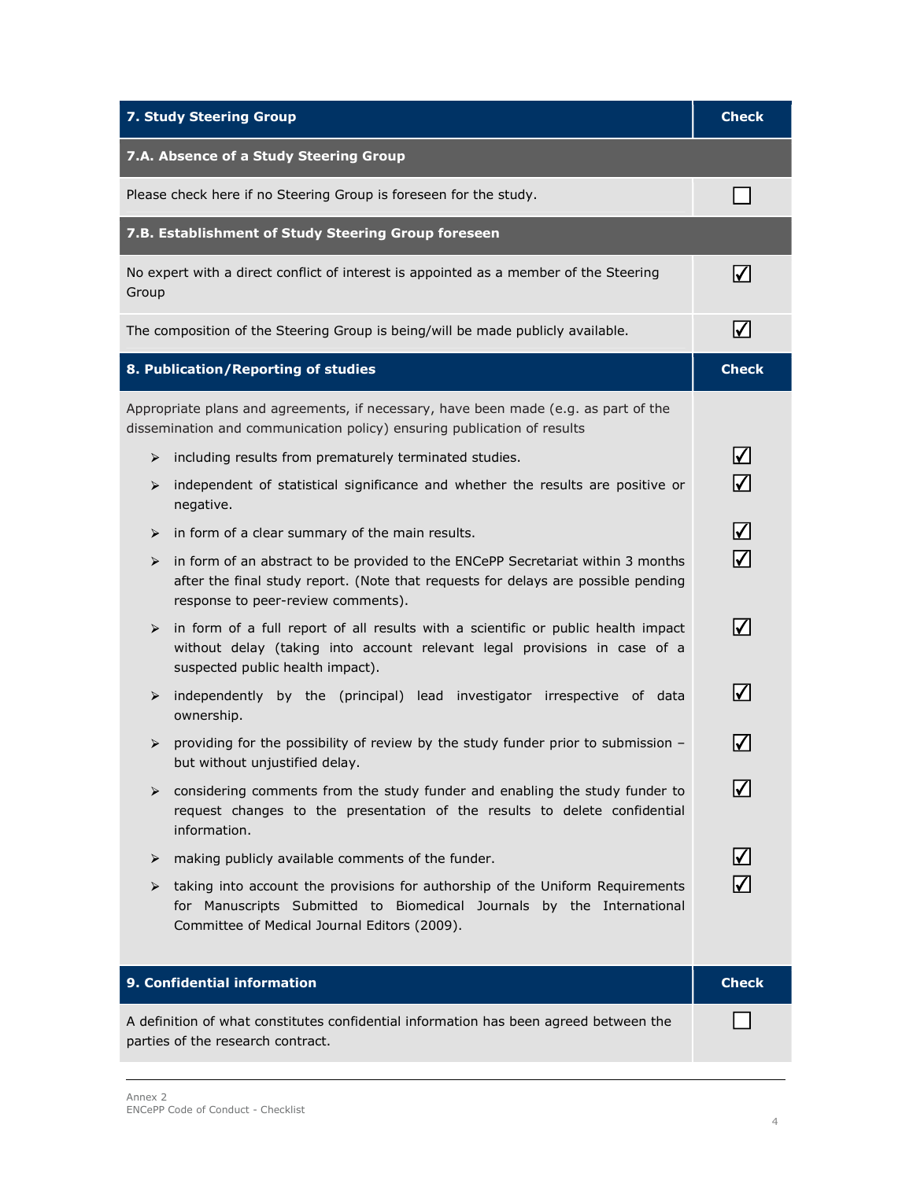| 7. Study Steering Group | Check |
| --- | --- |
| **7.A. Absence of a Study Steering Group** | |
| Please check here if no Steering Group is foreseen for the study. | ☐ |
| **7.B. Establishment of Study Steering Group foreseen** | |
| No expert with a direct conflict of interest is appointed as a member of the Steering Group | ☑ |
| The composition of the Steering Group is being/will be made publicly available. | ☑ |

| 8. Publication/Reporting of studies | Check |
| --- | --- |
| Appropriate plans and agreements, if necessary, have been made (e.g. as part of the dissemination and communication policy) ensuring publication of results | |
| ➢ including results from prematurely terminated studies. | ☑ |
| ➢ independent of statistical significance and whether the results are positive or negative. | ☑ |
| ➢ in form of a clear summary of the main results. | ☑ |
| ➢ in form of an abstract to be provided to the ENCePP Secretariat within 3 months after the final study report. (Note that requests for delays are possible pending response to peer-review comments). | ☑ |
| ➢ in form of a full report of all results with a scientific or public health impact without delay (taking into account relevant legal provisions in case of a suspected public health impact). | ☑ |
| ➢ independently by the (principal) lead investigator irrespective of data ownership. | ☑ |
| ➢ providing for the possibility of review by the study funder prior to submission – but without unjustified delay. | ☑ |
| ➢ considering comments from the study funder and enabling the study funder to request changes to the presentation of the results to delete confidential information. | ☑ |
| ➢ making publicly available comments of the funder. | ☑ |
| ➢ taking into account the provisions for authorship of the Uniform Requirements for Manuscripts Submitted to Biomedical Journals by the International Committee of Medical Journal Editors (2009). | ☑ |

| 9. Confidential information | Check |
| --- | --- |
| A definition of what constitutes confidential information has been agreed between the parties of the research contract. | ☐ |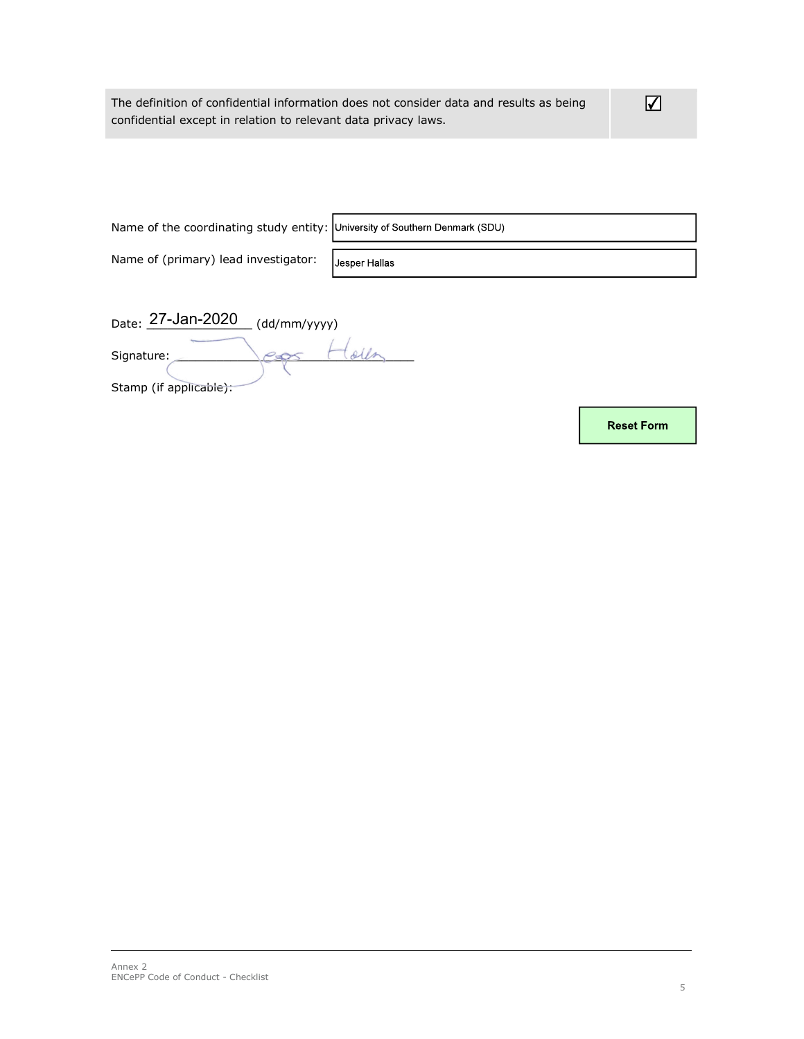| | |
|---|---|
| The definition of confidential information does not consider data and results as being confidential except in relation to relevant data privacy laws. | ☑ |

Name of the coordinating study entity: University of Southern Denmark (SDU)

Name of (primary) lead investigator: Jesper Hallas

Date: 27-Jan-2020 (dd/mm/yyyy)

Signature: Jesper Hallas

Stamp (if applicable):

Annex 2
ENCePP Code of Conduct - Checklist